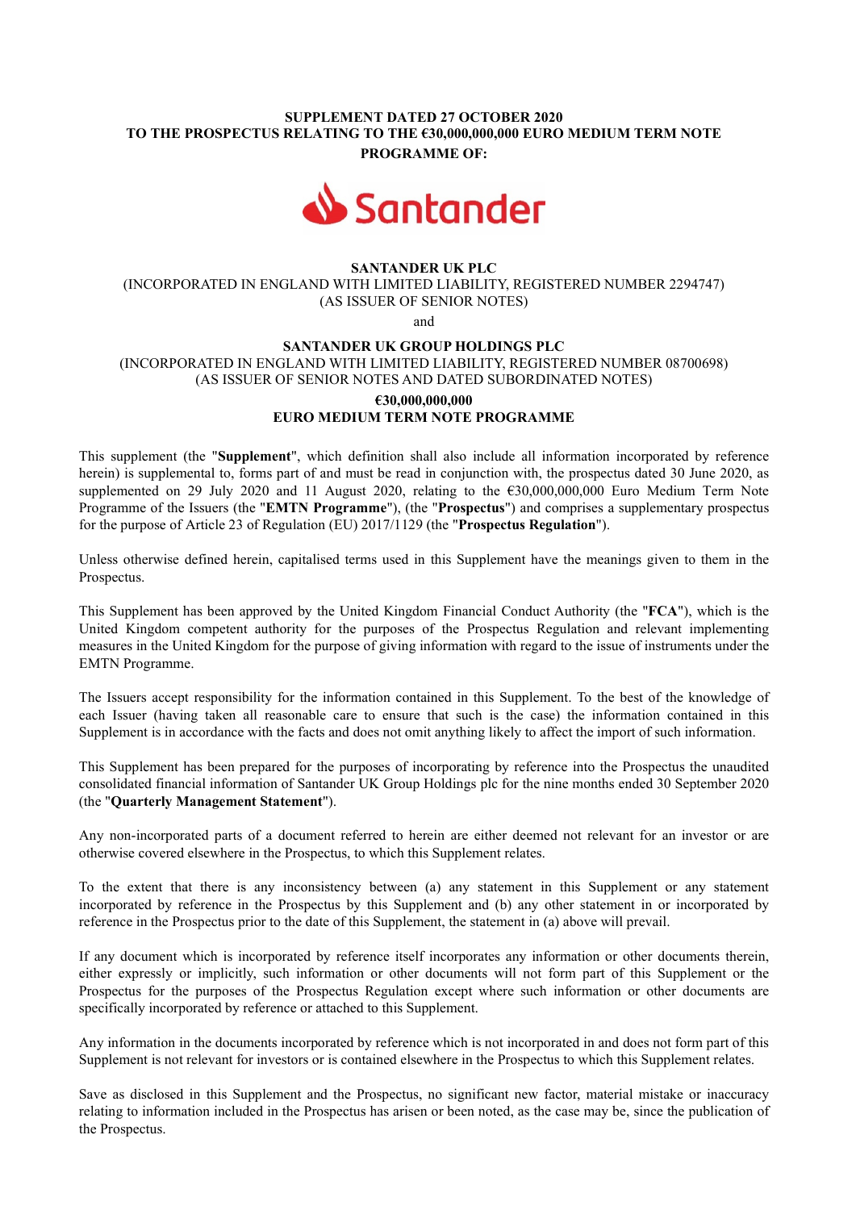**SUPPLEMENT DATED 27 OCTOBER 2020**
**TO THE PROSPECTUS RELATING TO THE €30,000,000,000 EURO MEDIUM TERM NOTE PROGRAMME OF:**

Santander

**SANTANDER UK PLC**
(INCORPORATED IN ENGLAND WITH LIMITED LIABILITY, REGISTERED NUMBER 2294747)
(AS ISSUER OF SENIOR NOTES)

and

**SANTANDER UK GROUP HOLDINGS PLC**
(INCORPORATED IN ENGLAND WITH LIMITED LIABILITY, REGISTERED NUMBER 08700698)
(AS ISSUER OF SENIOR NOTES AND DATED SUBORDINATED NOTES)

**€30,000,000,000**
**EURO MEDIUM TERM NOTE PROGRAMME**

This supplement (the "**Supplement**", which definition shall also include all information incorporated by reference herein) is supplemental to, forms part of and must be read in conjunction with, the prospectus dated 30 June 2020, as supplemented on 29 July 2020 and 11 August 2020, relating to the €30,000,000,000 Euro Medium Term Note Programme of the Issuers (the "**EMTN Programme**"), (the "**Prospectus**") and comprises a supplementary prospectus for the purpose of Article 23 of Regulation (EU) 2017/1129 (the "**Prospectus Regulation**").

Unless otherwise defined herein, capitalised terms used in this Supplement have the meanings given to them in the Prospectus.

This Supplement has been approved by the United Kingdom Financial Conduct Authority (the "**FCA**"), which is the United Kingdom competent authority for the purposes of the Prospectus Regulation and relevant implementing measures in the United Kingdom for the purpose of giving information with regard to the issue of instruments under the EMTN Programme.

The Issuers accept responsibility for the information contained in this Supplement. To the best of the knowledge of each Issuer (having taken all reasonable care to ensure that such is the case) the information contained in this Supplement is in accordance with the facts and does not omit anything likely to affect the import of such information.

This Supplement has been prepared for the purposes of incorporating by reference into the Prospectus the unaudited consolidated financial information of Santander UK Group Holdings plc for the nine months ended 30 September 2020 (the "**Quarterly Management Statement**").

Any non-incorporated parts of a document referred to herein are either deemed not relevant for an investor or are otherwise covered elsewhere in the Prospectus, to which this Supplement relates.

To the extent that there is any inconsistency between (a) any statement in this Supplement or any statement incorporated by reference in the Prospectus by this Supplement and (b) any other statement in or incorporated by reference in the Prospectus prior to the date of this Supplement, the statement in (a) above will prevail.

If any document which is incorporated by reference itself incorporates any information or other documents therein, either expressly or implicitly, such information or other documents will not form part of this Supplement or the Prospectus for the purposes of the Prospectus Regulation except where such information or other documents are specifically incorporated by reference or attached to this Supplement.

Any information in the documents incorporated by reference which is not incorporated in and does not form part of this Supplement is not relevant for investors or is contained elsewhere in the Prospectus to which this Supplement relates.

Save as disclosed in this Supplement and the Prospectus, no significant new factor, material mistake or inaccuracy relating to information included in the Prospectus has arisen or been noted, as the case may be, since the publication of the Prospectus.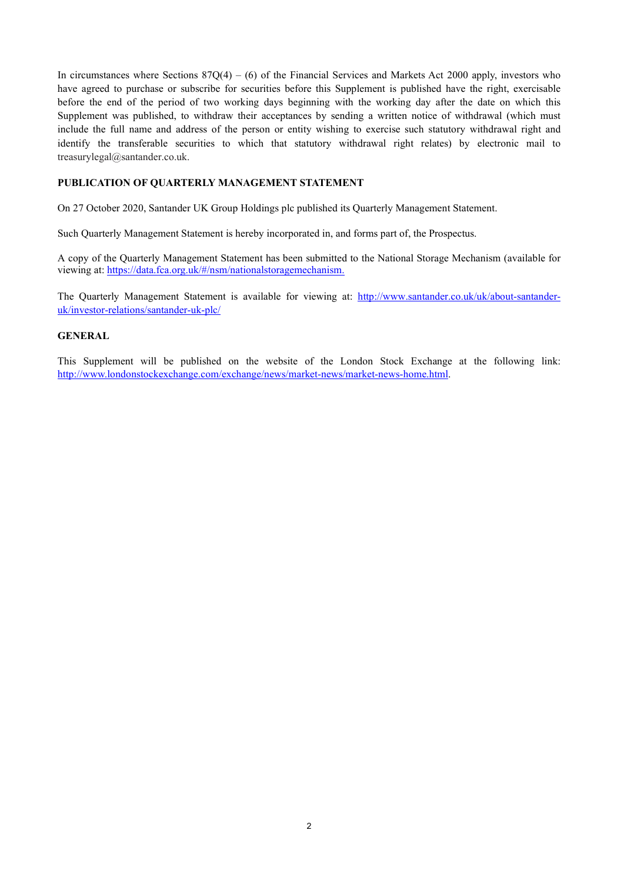In circumstances where Sections 87Q(4) – (6) of the Financial Services and Markets Act 2000 apply, investors who have agreed to purchase or subscribe for securities before this Supplement is published have the right, exercisable before the end of the period of two working days beginning with the working day after the date on which this Supplement was published, to withdraw their acceptances by sending a written notice of withdrawal (which must include the full name and address of the person or entity wishing to exercise such statutory withdrawal right and identify the transferable securities to which that statutory withdrawal right relates) by electronic mail to treasurylegal@santander.co.uk.

## PUBLICATION OF QUARTERLY MANAGEMENT STATEMENT

On 27 October 2020, Santander UK Group Holdings plc published its Quarterly Management Statement.

Such Quarterly Management Statement is hereby incorporated in, and forms part of, the Prospectus.

A copy of the Quarterly Management Statement has been submitted to the National Storage Mechanism (available for viewing at: https://data.fca.org.uk/#/nsm/nationalstoragemechanism.

The Quarterly Management Statement is available for viewing at: http://www.santander.co.uk/uk/about-santander-uk/investor-relations/santander-uk-plc/

## GENERAL

This Supplement will be published on the website of the London Stock Exchange at the following link: http://www.londonstockexchange.com/exchange/news/market-news/market-news-home.html.